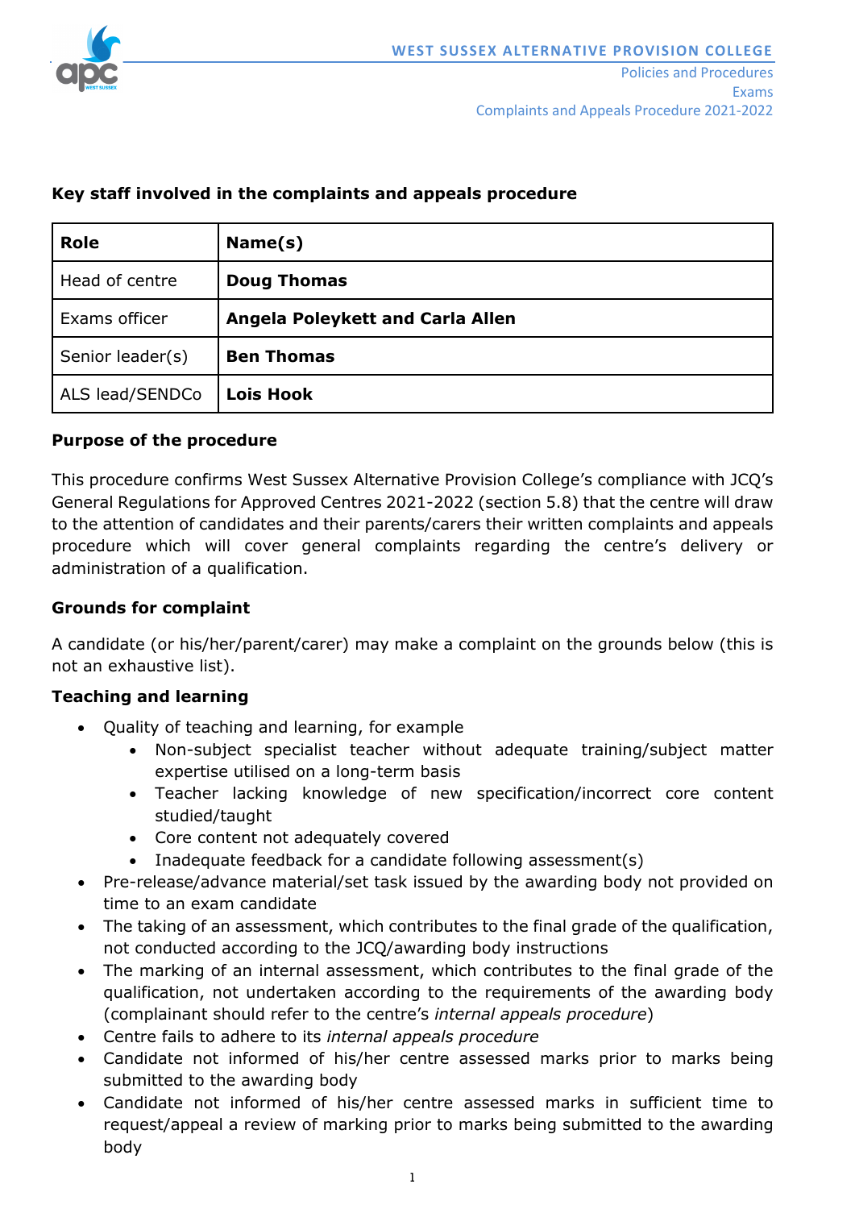## Key staff involved in the complaints and appeals procedure

| Role | Name(s) |
|---|---|
| Head of centre | **Doug Thomas** |
| Exams officer | **Angela Poleykett and Carla Allen** |
| Senior leader(s) | **Ben Thomas** |
| ALS lead/SENDCo | **Lois Hook** |

### Purpose of the procedure

This procedure confirms West Sussex Alternative Provision College's compliance with JCQ's General Regulations for Approved Centres 2021-2022 (section 5.8) that the centre will draw to the attention of candidates and their parents/carers their written complaints and appeals procedure which will cover general complaints regarding the centre's delivery or administration of a qualification.

### Grounds for complaint

A candidate (or his/her/parent/carer) may make a complaint on the grounds below (this is not an exhaustive list).

### Teaching and learning

- Quality of teaching and learning, for example
    - Non-subject specialist teacher without adequate training/subject matter expertise utilised on a long-term basis
    - Teacher lacking knowledge of new specification/incorrect core content studied/taught
    - Core content not adequately covered
    - Inadequate feedback for a candidate following assessment(s)
- Pre-release/advance material/set task issued by the awarding body not provided on time to an exam candidate
- The taking of an assessment, which contributes to the final grade of the qualification, not conducted according to the JCQ/awarding body instructions
- The marking of an internal assessment, which contributes to the final grade of the qualification, not undertaken according to the requirements of the awarding body (complainant should refer to the centre's *internal appeals procedure*)
- Centre fails to adhere to its *internal appeals procedure*
- Candidate not informed of his/her centre assessed marks prior to marks being submitted to the awarding body
- Candidate not informed of his/her centre assessed marks in sufficient time to request/appeal a review of marking prior to marks being submitted to the awarding body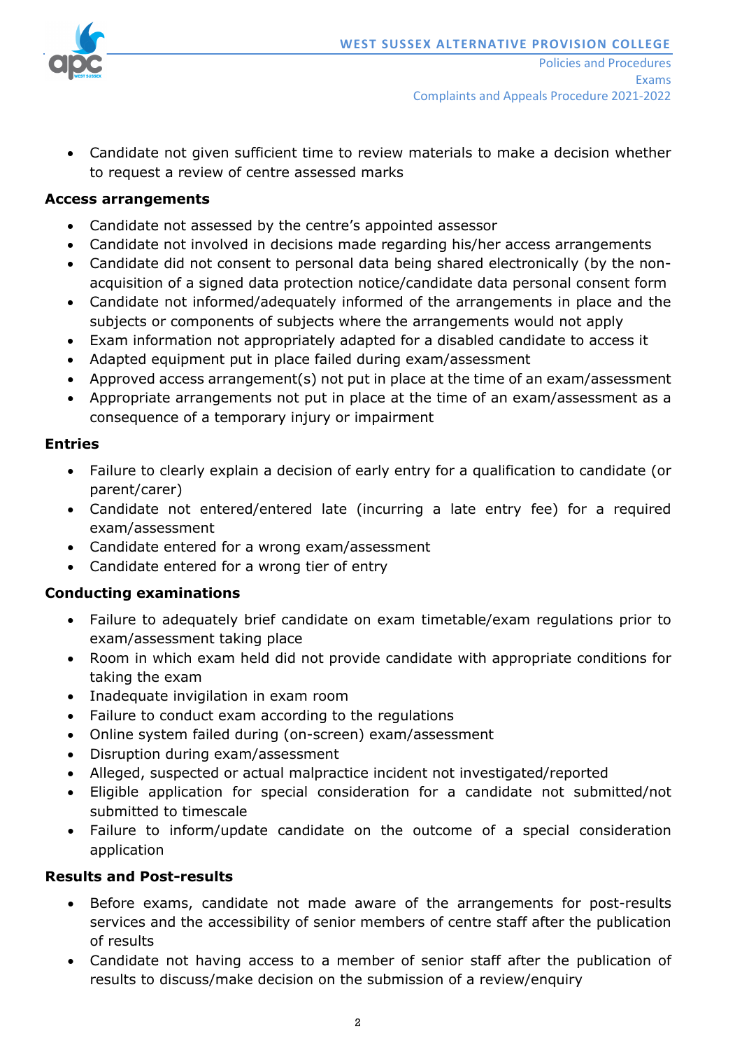- Candidate not given sufficient time to review materials to make a decision whether to request a review of centre assessed marks

**Access arrangements**

- Candidate not assessed by the centre's appointed assessor
- Candidate not involved in decisions made regarding his/her access arrangements
- Candidate did not consent to personal data being shared electronically (by the non-acquisition of a signed data protection notice/candidate data personal consent form
- Candidate not informed/adequately informed of the arrangements in place and the subjects or components of subjects where the arrangements would not apply
- Exam information not appropriately adapted for a disabled candidate to access it
- Adapted equipment put in place failed during exam/assessment
- Approved access arrangement(s) not put in place at the time of an exam/assessment
- Appropriate arrangements not put in place at the time of an exam/assessment as a consequence of a temporary injury or impairment

**Entries**

- Failure to clearly explain a decision of early entry for a qualification to candidate (or parent/carer)
- Candidate not entered/entered late (incurring a late entry fee) for a required exam/assessment
- Candidate entered for a wrong exam/assessment
- Candidate entered for a wrong tier of entry

**Conducting examinations**

- Failure to adequately brief candidate on exam timetable/exam regulations prior to exam/assessment taking place
- Room in which exam held did not provide candidate with appropriate conditions for taking the exam
- Inadequate invigilation in exam room
- Failure to conduct exam according to the regulations
- Online system failed during (on-screen) exam/assessment
- Disruption during exam/assessment
- Alleged, suspected or actual malpractice incident not investigated/reported
- Eligible application for special consideration for a candidate not submitted/not submitted to timescale
- Failure to inform/update candidate on the outcome of a special consideration application

**Results and Post-results**

- Before exams, candidate not made aware of the arrangements for post-results services and the accessibility of senior members of centre staff after the publication of results
- Candidate not having access to a member of senior staff after the publication of results to discuss/make decision on the submission of a review/enquiry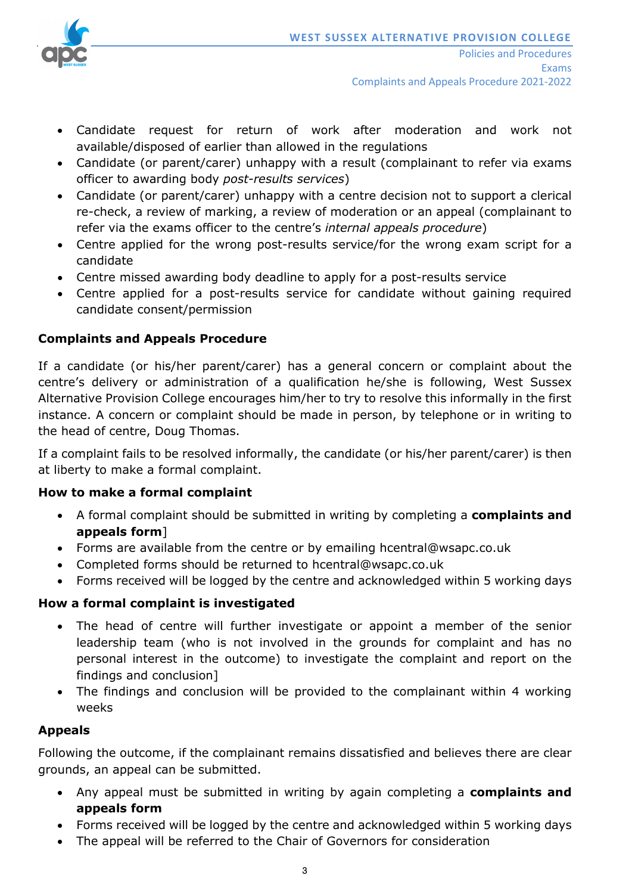- Candidate request for return of work after moderation and work not available/disposed of earlier than allowed in the regulations
- Candidate (or parent/carer) unhappy with a result (complainant to refer via exams officer to awarding body *post-results services*)
- Candidate (or parent/carer) unhappy with a centre decision not to support a clerical re-check, a review of marking, a review of moderation or an appeal (complainant to refer via the exams officer to the centre's *internal appeals procedure*)
- Centre applied for the wrong post-results service/for the wrong exam script for a candidate
- Centre missed awarding body deadline to apply for a post-results service
- Centre applied for a post-results service for candidate without gaining required candidate consent/permission

### Complaints and Appeals Procedure

If a candidate (or his/her parent/carer) has a general concern or complaint about the centre's delivery or administration of a qualification he/she is following, West Sussex Alternative Provision College encourages him/her to try to resolve this informally in the first instance. A concern or complaint should be made in person, by telephone or in writing to the head of centre, Doug Thomas.

If a complaint fails to be resolved informally, the candidate (or his/her parent/carer) is then at liberty to make a formal complaint.

### How to make a formal complaint

- A formal complaint should be submitted in writing by completing a **complaints and appeals form**]
- Forms are available from the centre or by emailing hcentral@wsapc.co.uk
- Completed forms should be returned to hcentral@wsapc.co.uk
- Forms received will be logged by the centre and acknowledged within 5 working days

### How a formal complaint is investigated

- The head of centre will further investigate or appoint a member of the senior leadership team (who is not involved in the grounds for complaint and has no personal interest in the outcome) to investigate the complaint and report on the findings and conclusion]
- The findings and conclusion will be provided to the complainant within 4 working weeks

### Appeals

Following the outcome, if the complainant remains dissatisfied and believes there are clear grounds, an appeal can be submitted.

- Any appeal must be submitted in writing by again completing a **complaints and appeals form**
- Forms received will be logged by the centre and acknowledged within 5 working days
- The appeal will be referred to the Chair of Governors for consideration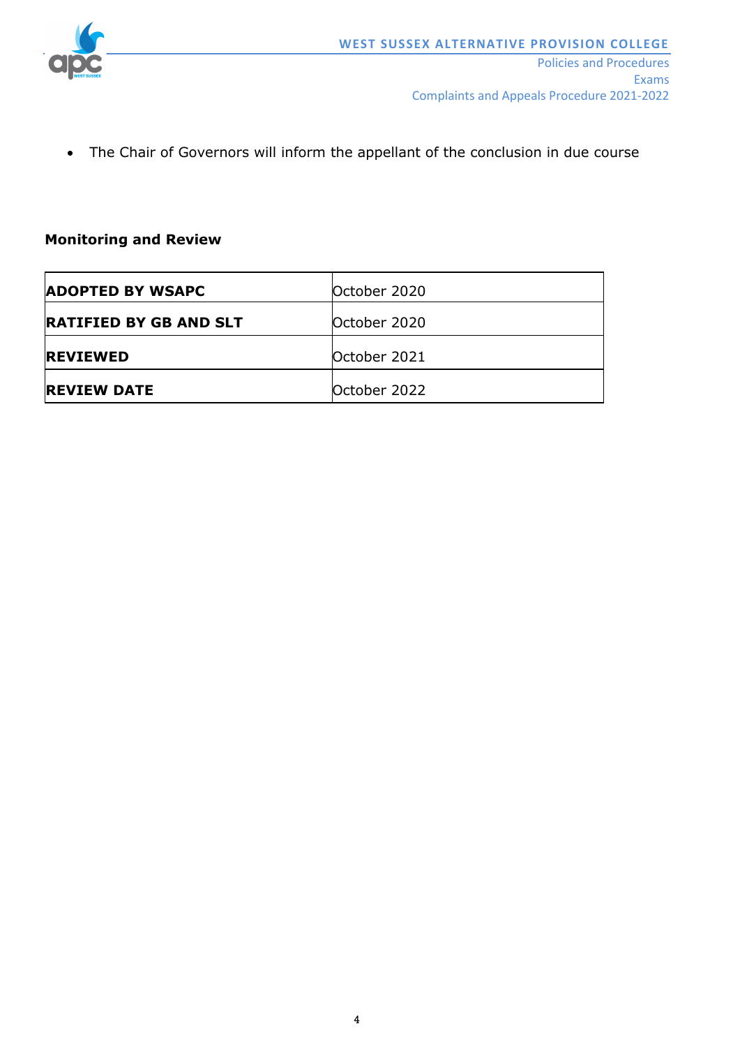- The Chair of Governors will inform the appellant of the conclusion in due course

**Monitoring and Review**

| | |
|---|---|
| **ADOPTED BY WSAPC** | October 2020 |
| **RATIFIED BY GB AND SLT** | October 2020 |
| **REVIEWED** | October 2021 |
| **REVIEW DATE** | October 2022 |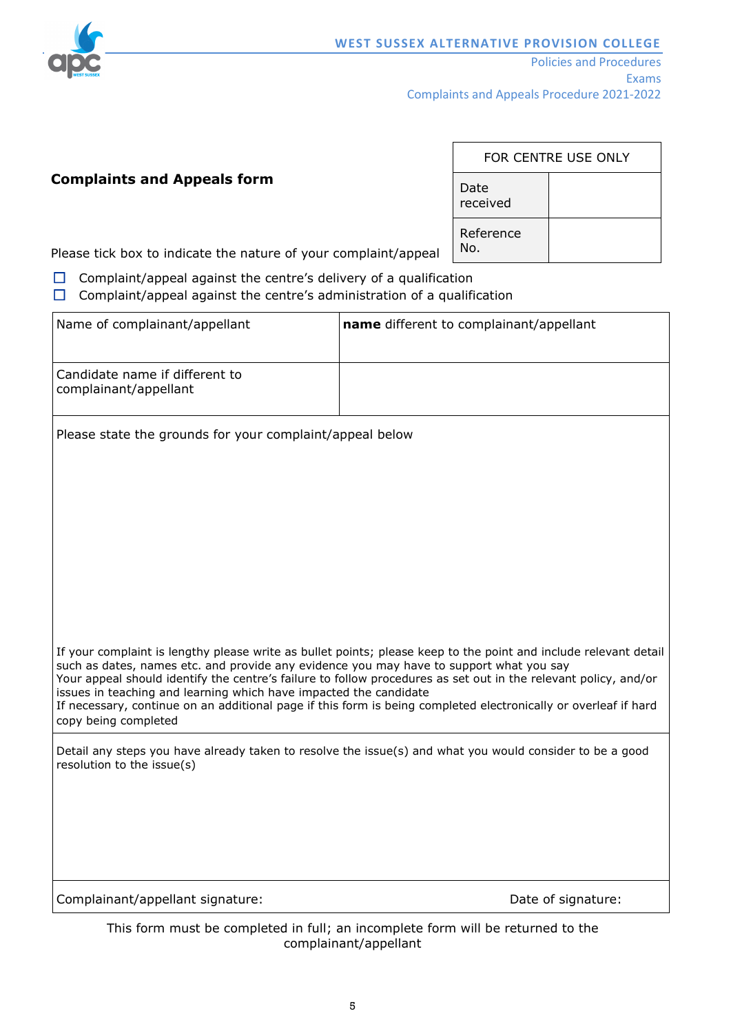## Complaints and Appeals form

| FOR CENTRE USE ONLY | |
|---|---|
| Date received | |
| Reference No. | |

Please tick box to indicate the nature of your complaint/appeal

- ☐ Complaint/appeal against the centre's delivery of a qualification
- ☐ Complaint/appeal against the centre's administration of a qualification

| Name of complainant/appellant | **name** different to complainant/appellant |
|---|---|
| Candidate name if different to complainant/appellant | |

| Please state the grounds for your complaint/appeal below<br><br>If your complaint is lengthy please write as bullet points; please keep to the point and include relevant detail such as dates, names etc. and provide any evidence you may have to support what you say<br>Your appeal should identify the centre's failure to follow procedures as set out in the relevant policy, and/or issues in teaching and learning which have impacted the candidate<br>If necessary, continue on an additional page if this form is being completed electronically or overleaf if hard copy being completed |
|---|
| Detail any steps you have already taken to resolve the issue(s) and what you would consider to be a good resolution to the issue(s) |

| Complainant/appellant signature: | Date of signature: |
|---|---|

This form must be completed in full; an incomplete form will be returned to the complainant/appellant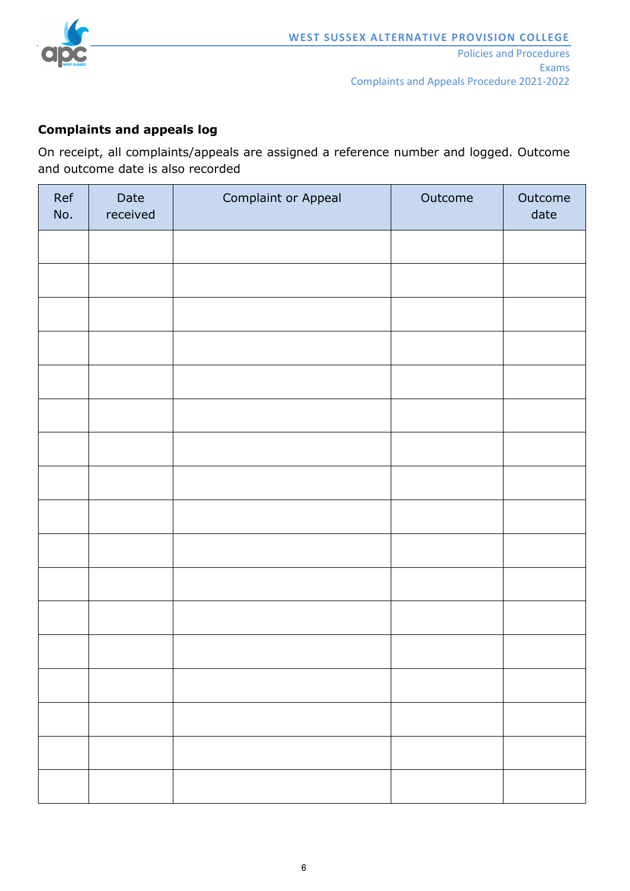### Complaints and appeals log

On receipt, all complaints/appeals are assigned a reference number and logged. Outcome and outcome date is also recorded

| Ref No. | Date received | Complaint or Appeal | Outcome | Outcome date |
|---|---|---|---|---|
| | | | | |
| | | | | |
| | | | | |
| | | | | |
| | | | | |
| | | | | |
| | | | | |
| | | | | |
| | | | | |
| | | | | |
| | | | | |
| | | | | |
| | | | | |
| | | | | |
| | | | | |
| | | | | |
| | | | | |